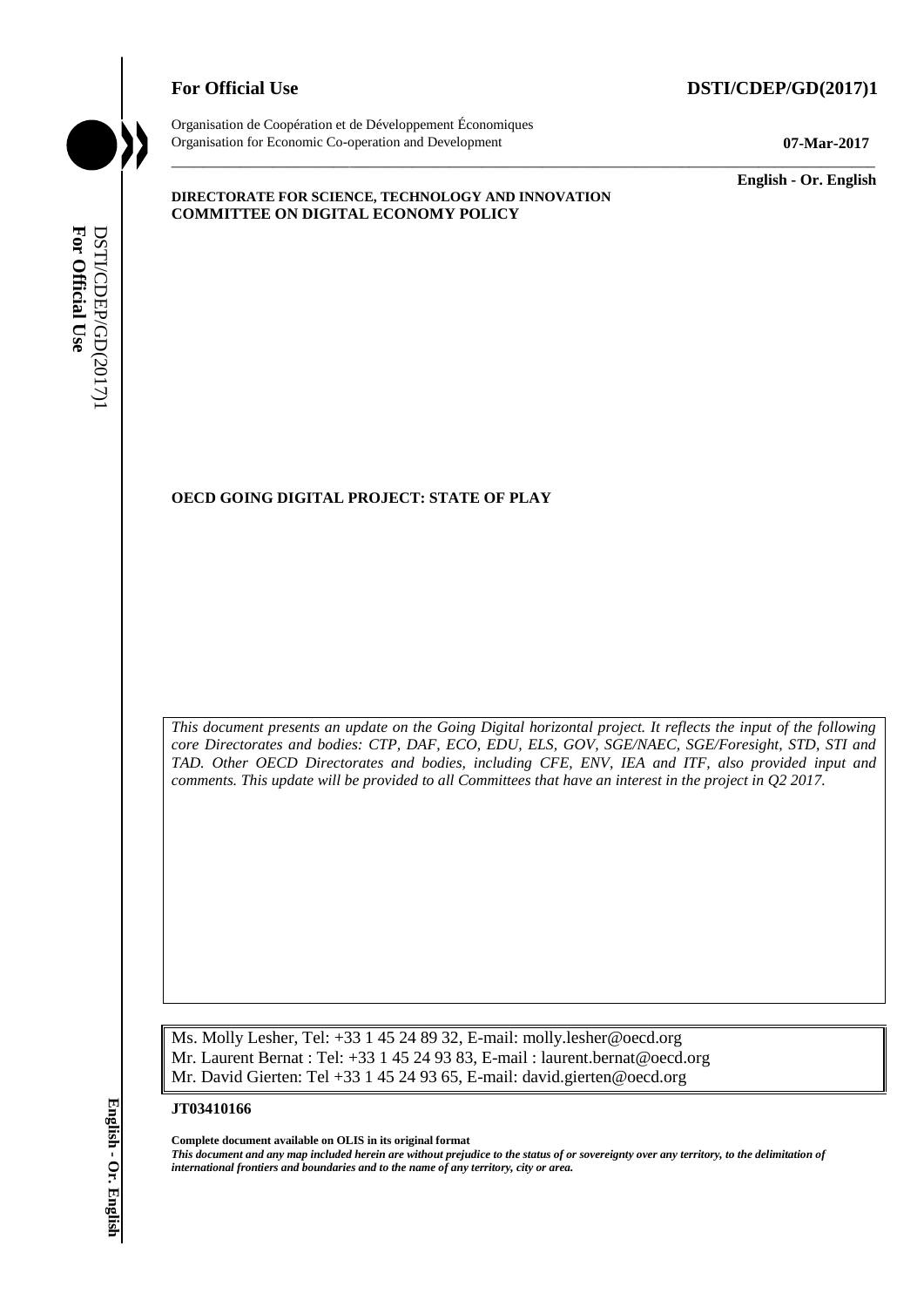**For Official Use** **DSTI/CDEP/GD(2017)1**

Organisation de Coopération et de Développement Économiques
Organisation for Economic Co-operation and Development

**07-Mar-2017**

**English - Or. English**

**DIRECTORATE FOR SCIENCE, TECHNOLOGY AND INNOVATION**
**COMMITTEE ON DIGITAL ECONOMY POLICY**

# OECD GOING DIGITAL PROJECT: STATE OF PLAY

*This document presents an update on the Going Digital horizontal project. It reflects the input of the following core Directorates and bodies: CTP, DAF, ECO, EDU, ELS, GOV, SGE/NAEC, SGE/Foresight, STD, STI and TAD. Other OECD Directorates and bodies, including CFE, ENV, IEA and ITF, also provided input and comments. This update will be provided to all Committees that have an interest in the project in Q2 2017.*

Ms. Molly Lesher, Tel: +33 1 45 24 89 32, E-mail: molly.lesher@oecd.org
Mr. Laurent Bernat : Tel: +33 1 45 24 93 83, E-mail : laurent.bernat@oecd.org
Mr. David Gierten: Tel +33 1 45 24 93 65, E-mail: david.gierten@oecd.org

**JT03410166**

**Complete document available on OLIS in its original format**
***This document and any map included herein are without prejudice to the status of or sovereignty over any territory, to the delimitation of international frontiers and boundaries and to the name of any territory, city or area.***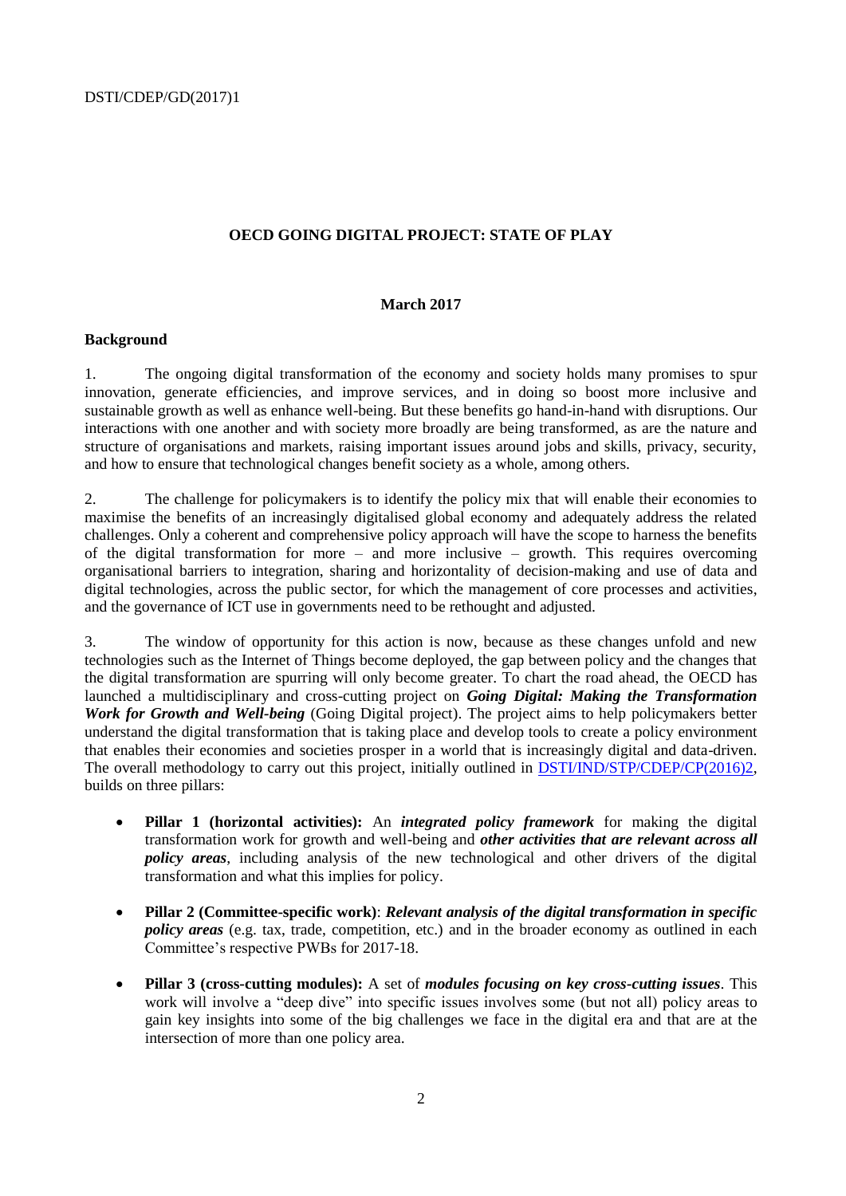**OECD GOING DIGITAL PROJECT: STATE OF PLAY**

**March 2017**

**Background**

1. The ongoing digital transformation of the economy and society holds many promises to spur innovation, generate efficiencies, and improve services, and in doing so boost more inclusive and sustainable growth as well as enhance well-being. But these benefits go hand-in-hand with disruptions. Our interactions with one another and with society more broadly are being transformed, as are the nature and structure of organisations and markets, raising important issues around jobs and skills, privacy, security, and how to ensure that technological changes benefit society as a whole, among others.

2. The challenge for policymakers is to identify the policy mix that will enable their economies to maximise the benefits of an increasingly digitalised global economy and adequately address the related challenges. Only a coherent and comprehensive policy approach will have the scope to harness the benefits of the digital transformation for more – and more inclusive – growth. This requires overcoming organisational barriers to integration, sharing and horizontality of decision-making and use of data and digital technologies, across the public sector, for which the management of core processes and activities, and the governance of ICT use in governments need to be rethought and adjusted.

3. The window of opportunity for this action is now, because as these changes unfold and new technologies such as the Internet of Things become deployed, the gap between policy and the changes that the digital transformation are spurring will only become greater. To chart the road ahead, the OECD has launched a multidisciplinary and cross-cutting project on ***Going Digital: Making the Transformation Work for Growth and Well-being*** (Going Digital project). The project aims to help policymakers better understand the digital transformation that is taking place and develop tools to create a policy environment that enables their economies and societies prosper in a world that is increasingly digital and data-driven. The overall methodology to carry out this project, initially outlined in DSTI/IND/STP/CDEP/CP(2016)2, builds on three pillars:

- **Pillar 1 (horizontal activities):** An ***integrated policy framework*** for making the digital transformation work for growth and well-being and ***other activities that are relevant across all policy areas***, including analysis of the new technological and other drivers of the digital transformation and what this implies for policy.
- **Pillar 2 (Committee-specific work)**: ***Relevant analysis of the digital transformation in specific policy areas*** (e.g. tax, trade, competition, etc.) and in the broader economy as outlined in each Committee's respective PWBs for 2017-18.
- **Pillar 3 (cross-cutting modules):** A set of ***modules focusing on key cross-cutting issues***. This work will involve a "deep dive" into specific issues involves some (but not all) policy areas to gain key insights into some of the big challenges we face in the digital era and that are at the intersection of more than one policy area.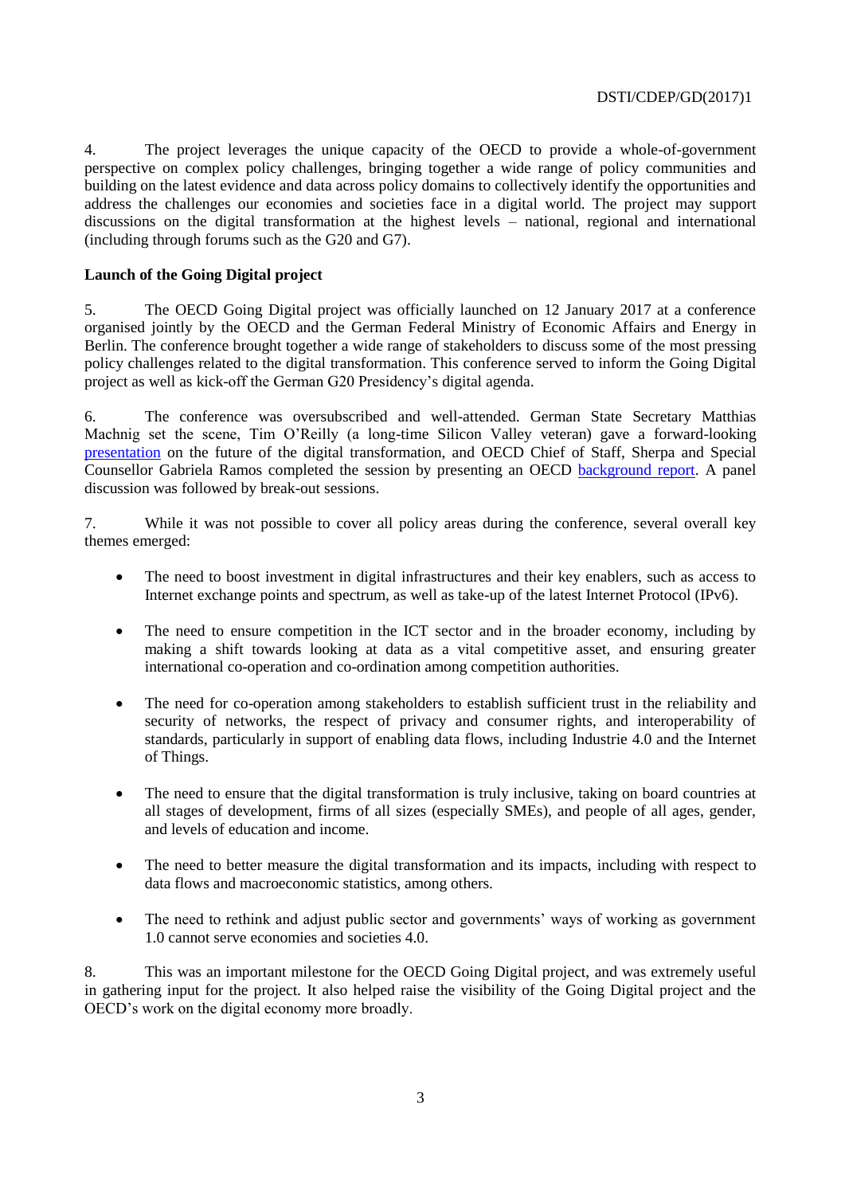4. The project leverages the unique capacity of the OECD to provide a whole-of-government perspective on complex policy challenges, bringing together a wide range of policy communities and building on the latest evidence and data across policy domains to collectively identify the opportunities and address the challenges our economies and societies face in a digital world. The project may support discussions on the digital transformation at the highest levels – national, regional and international (including through forums such as the G20 and G7).

### Launch of the Going Digital project

5. The OECD Going Digital project was officially launched on 12 January 2017 at a conference organised jointly by the OECD and the German Federal Ministry of Economic Affairs and Energy in Berlin. The conference brought together a wide range of stakeholders to discuss some of the most pressing policy challenges related to the digital transformation. This conference served to inform the Going Digital project as well as kick-off the German G20 Presidency's digital agenda.

6. The conference was oversubscribed and well-attended. German State Secretary Matthias Machnig set the scene, Tim O'Reilly (a long-time Silicon Valley veteran) gave a forward-looking presentation on the future of the digital transformation, and OECD Chief of Staff, Sherpa and Special Counsellor Gabriela Ramos completed the session by presenting an OECD background report. A panel discussion was followed by break-out sessions.

7. While it was not possible to cover all policy areas during the conference, several overall key themes emerged:

- The need to boost investment in digital infrastructures and their key enablers, such as access to Internet exchange points and spectrum, as well as take-up of the latest Internet Protocol (IPv6).
- The need to ensure competition in the ICT sector and in the broader economy, including by making a shift towards looking at data as a vital competitive asset, and ensuring greater international co-operation and co-ordination among competition authorities.
- The need for co-operation among stakeholders to establish sufficient trust in the reliability and security of networks, the respect of privacy and consumer rights, and interoperability of standards, particularly in support of enabling data flows, including Industrie 4.0 and the Internet of Things.
- The need to ensure that the digital transformation is truly inclusive, taking on board countries at all stages of development, firms of all sizes (especially SMEs), and people of all ages, gender, and levels of education and income.
- The need to better measure the digital transformation and its impacts, including with respect to data flows and macroeconomic statistics, among others.
- The need to rethink and adjust public sector and governments' ways of working as government 1.0 cannot serve economies and societies 4.0.

8. This was an important milestone for the OECD Going Digital project, and was extremely useful in gathering input for the project. It also helped raise the visibility of the Going Digital project and the OECD's work on the digital economy more broadly.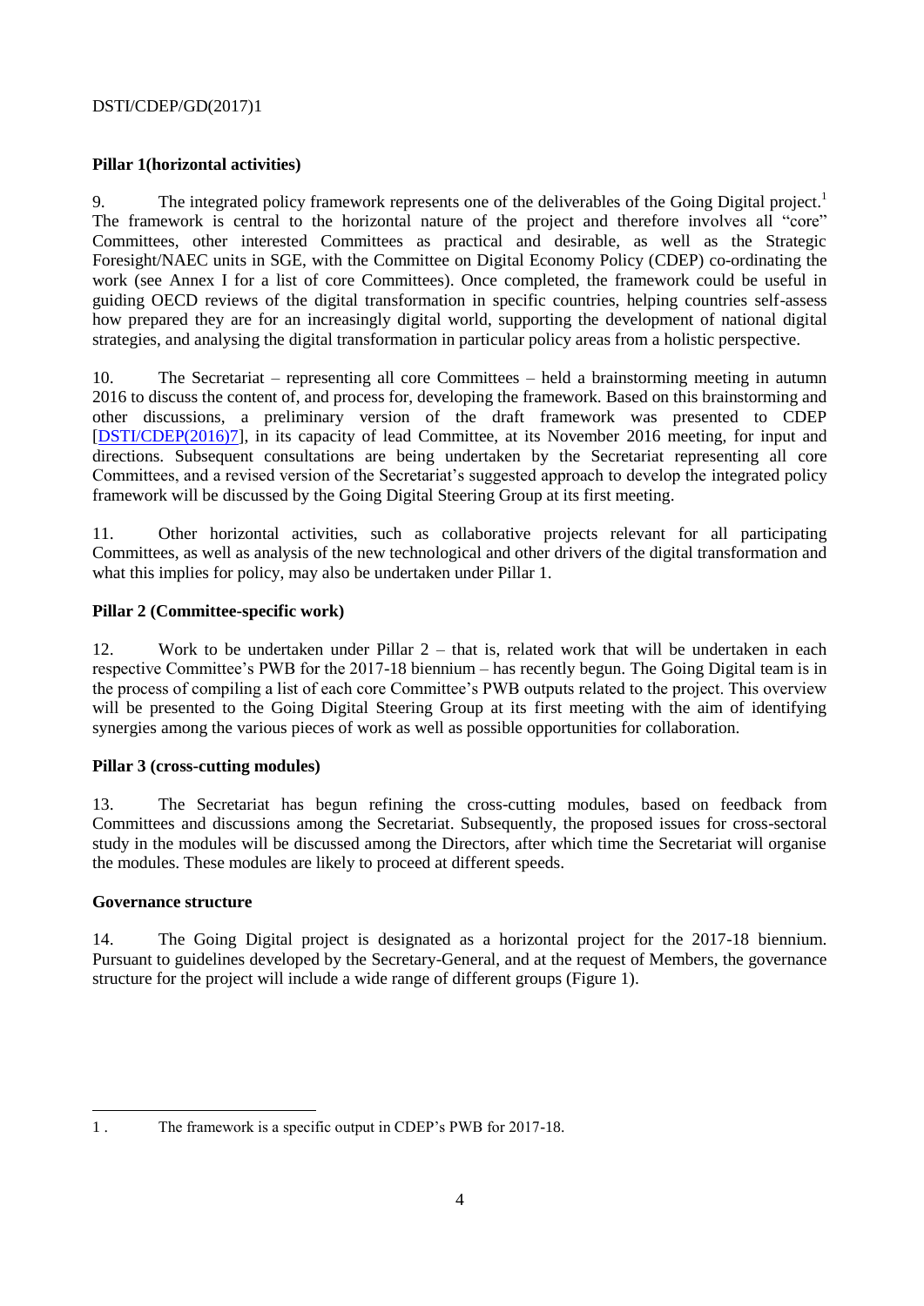**Pillar 1(horizontal activities)**

9. The integrated policy framework represents one of the deliverables of the Going Digital project.[1] The framework is central to the horizontal nature of the project and therefore involves all "core" Committees, other interested Committees as practical and desirable, as well as the Strategic Foresight/NAEC units in SGE, with the Committee on Digital Economy Policy (CDEP) co-ordinating the work (see Annex I for a list of core Committees). Once completed, the framework could be useful in guiding OECD reviews of the digital transformation in specific countries, helping countries self-assess how prepared they are for an increasingly digital world, supporting the development of national digital strategies, and analysing the digital transformation in particular policy areas from a holistic perspective.

10. The Secretariat – representing all core Committees – held a brainstorming meeting in autumn 2016 to discuss the content of, and process for, developing the framework. Based on this brainstorming and other discussions, a preliminary version of the draft framework was presented to CDEP [DSTI/CDEP(2016)7], in its capacity of lead Committee, at its November 2016 meeting, for input and directions. Subsequent consultations are being undertaken by the Secretariat representing all core Committees, and a revised version of the Secretariat's suggested approach to develop the integrated policy framework will be discussed by the Going Digital Steering Group at its first meeting.

11. Other horizontal activities, such as collaborative projects relevant for all participating Committees, as well as analysis of the new technological and other drivers of the digital transformation and what this implies for policy, may also be undertaken under Pillar 1.

**Pillar 2 (Committee-specific work)**

12. Work to be undertaken under Pillar 2 – that is, related work that will be undertaken in each respective Committee's PWB for the 2017-18 biennium – has recently begun. The Going Digital team is in the process of compiling a list of each core Committee's PWB outputs related to the project. This overview will be presented to the Going Digital Steering Group at its first meeting with the aim of identifying synergies among the various pieces of work as well as possible opportunities for collaboration.

**Pillar 3 (cross-cutting modules)**

13. The Secretariat has begun refining the cross-cutting modules, based on feedback from Committees and discussions among the Secretariat. Subsequently, the proposed issues for cross-sectoral study in the modules will be discussed among the Directors, after which time the Secretariat will organise the modules. These modules are likely to proceed at different speeds.

**Governance structure**

14. The Going Digital project is designated as a horizontal project for the 2017-18 biennium. Pursuant to guidelines developed by the Secretary-General, and at the request of Members, the governance structure for the project will include a wide range of different groups (Figure 1).

---

1. The framework is a specific output in CDEP's PWB for 2017-18.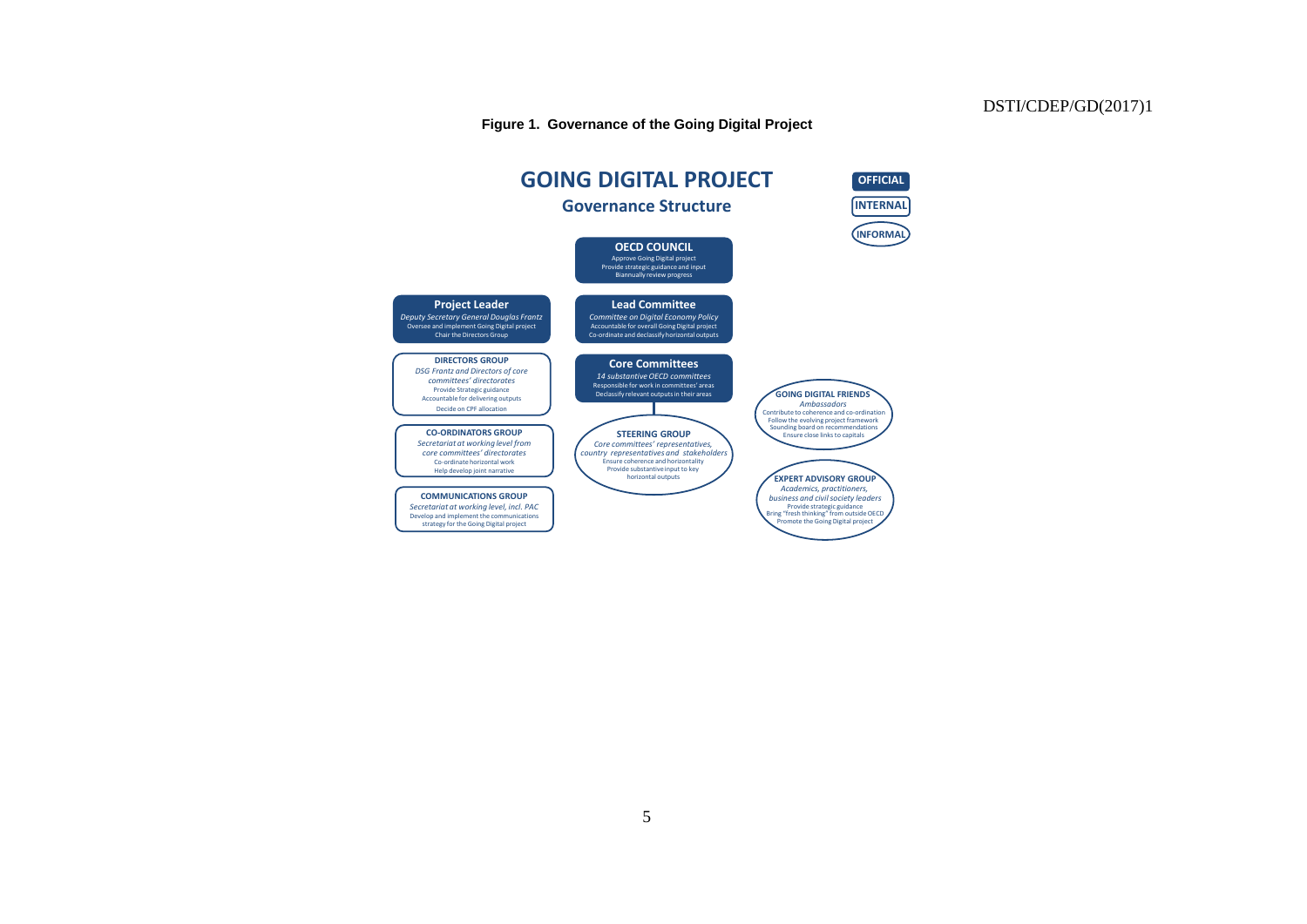**Figure 1. Governance of the Going Digital Project**

# GOING DIGITAL PROJECT

## Governance Structure

**OFFICIAL**

**INTERNAL**

**INFORMAL**

**OECD COUNCIL**
Approve Going Digital project
Provide strategic guidance and input
Biannually review progress

**Project Leader**
*Deputy Secretary General Douglas Frantz*
Oversee and implement Going Digital project
Chair the Directors Group

**Lead Committee**
*Committee on Digital Economy Policy*
Accountable for overall Going Digital project
Co-ordinate and declassify horizontal outputs

**DIRECTORS GROUP**
*DSG Frantz and Directors of core committees' directorates*
Provide Strategic guidance
Accountable for delivering outputs
Decide on CPF allocation

**Core Committees**
*14 substantive OECD committees*
Responsible for work in committees' areas
Declassify relevant outputs in their areas

**GOING DIGITAL FRIENDS**
*Ambassadors*
Contribute to coherence and co-ordination
Follow the evolving project framework
Sounding board on recommendations
Ensure close links to capitals

**CO-ORDINATORS GROUP**
*Secretariat at working level from core committees' directorates*
Co-ordinate horizontal work
Help develop joint narrative

**STEERING GROUP**
*Core committees' representatives, country representatives and stakeholders*
Ensure coherence and horizontality
Provide substantive input to key horizontal outputs

**EXPERT ADVISORY GROUP**
*Academics, practitioners, business and civil society leaders*
Provide strategic guidance
Bring "fresh thinking" from outside OECD
Promote the Going Digital project

**COMMUNICATIONS GROUP**
*Secretariat at working level, incl. PAC*
Develop and implement the communications strategy for the Going Digital project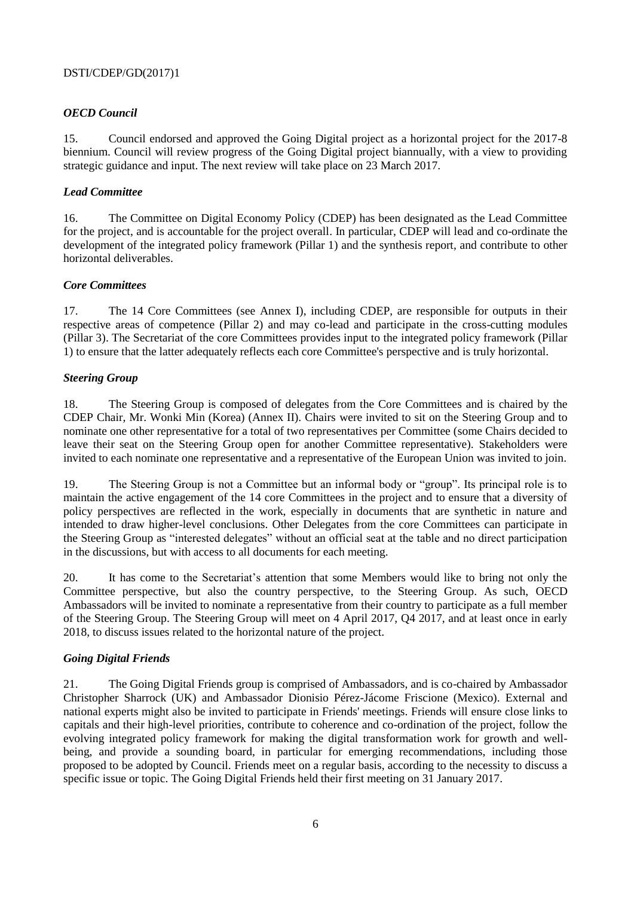### *OECD Council*

15. Council endorsed and approved the Going Digital project as a horizontal project for the 2017-8 biennium. Council will review progress of the Going Digital project biannually, with a view to providing strategic guidance and input. The next review will take place on 23 March 2017.

### *Lead Committee*

16. The Committee on Digital Economy Policy (CDEP) has been designated as the Lead Committee for the project, and is accountable for the project overall. In particular, CDEP will lead and co-ordinate the development of the integrated policy framework (Pillar 1) and the synthesis report, and contribute to other horizontal deliverables.

### *Core Committees*

17. The 14 Core Committees (see Annex I), including CDEP, are responsible for outputs in their respective areas of competence (Pillar 2) and may co-lead and participate in the cross-cutting modules (Pillar 3). The Secretariat of the core Committees provides input to the integrated policy framework (Pillar 1) to ensure that the latter adequately reflects each core Committee's perspective and is truly horizontal.

### *Steering Group*

18. The Steering Group is composed of delegates from the Core Committees and is chaired by the CDEP Chair, Mr. Wonki Min (Korea) (Annex II). Chairs were invited to sit on the Steering Group and to nominate one other representative for a total of two representatives per Committee (some Chairs decided to leave their seat on the Steering Group open for another Committee representative). Stakeholders were invited to each nominate one representative and a representative of the European Union was invited to join.

19. The Steering Group is not a Committee but an informal body or "group". Its principal role is to maintain the active engagement of the 14 core Committees in the project and to ensure that a diversity of policy perspectives are reflected in the work, especially in documents that are synthetic in nature and intended to draw higher-level conclusions. Other Delegates from the core Committees can participate in the Steering Group as "interested delegates" without an official seat at the table and no direct participation in the discussions, but with access to all documents for each meeting.

20. It has come to the Secretariat's attention that some Members would like to bring not only the Committee perspective, but also the country perspective, to the Steering Group. As such, OECD Ambassadors will be invited to nominate a representative from their country to participate as a full member of the Steering Group. The Steering Group will meet on 4 April 2017, Q4 2017, and at least once in early 2018, to discuss issues related to the horizontal nature of the project.

### *Going Digital Friends*

21. The Going Digital Friends group is comprised of Ambassadors, and is co-chaired by Ambassador Christopher Sharrock (UK) and Ambassador Dionisio Pérez-Jácome Friscione (Mexico). External and national experts might also be invited to participate in Friends' meetings. Friends will ensure close links to capitals and their high-level priorities, contribute to coherence and co-ordination of the project, follow the evolving integrated policy framework for making the digital transformation work for growth and well-being, and provide a sounding board, in particular for emerging recommendations, including those proposed to be adopted by Council. Friends meet on a regular basis, according to the necessity to discuss a specific issue or topic. The Going Digital Friends held their first meeting on 31 January 2017.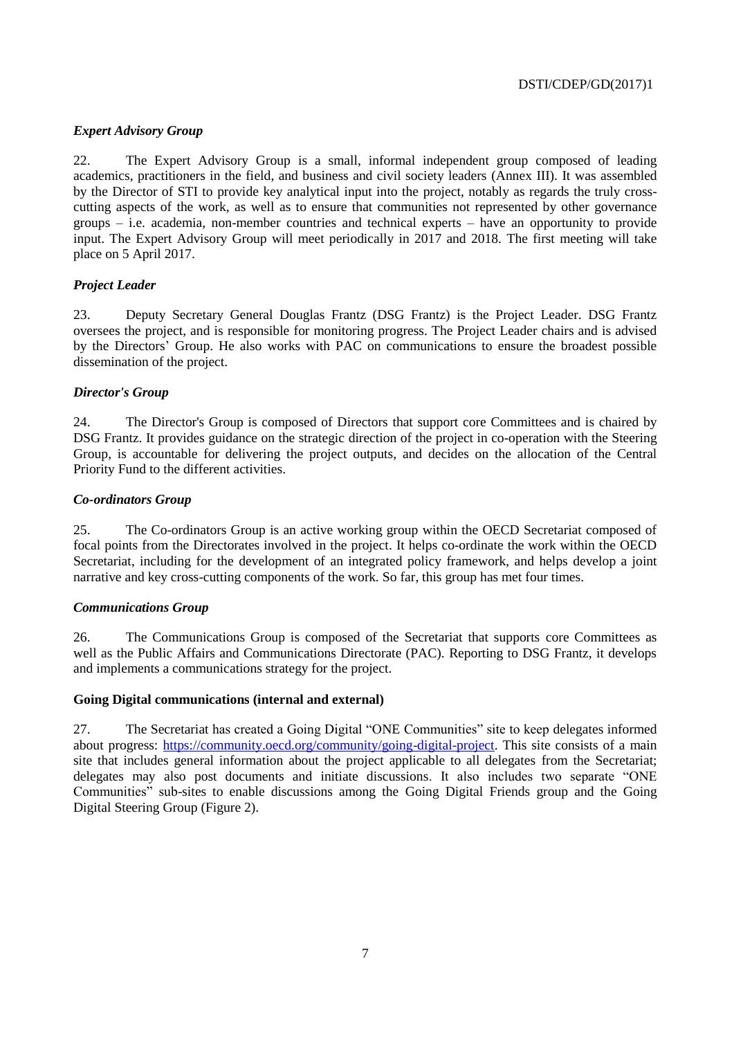### *Expert Advisory Group*

22. The Expert Advisory Group is a small, informal independent group composed of leading academics, practitioners in the field, and business and civil society leaders (Annex III). It was assembled by the Director of STI to provide key analytical input into the project, notably as regards the truly cross-cutting aspects of the work, as well as to ensure that communities not represented by other governance groups – i.e. academia, non-member countries and technical experts – have an opportunity to provide input. The Expert Advisory Group will meet periodically in 2017 and 2018. The first meeting will take place on 5 April 2017.

### *Project Leader*

23. Deputy Secretary General Douglas Frantz (DSG Frantz) is the Project Leader. DSG Frantz oversees the project, and is responsible for monitoring progress. The Project Leader chairs and is advised by the Directors' Group. He also works with PAC on communications to ensure the broadest possible dissemination of the project.

### *Director's Group*

24. The Director's Group is composed of Directors that support core Committees and is chaired by DSG Frantz. It provides guidance on the strategic direction of the project in co-operation with the Steering Group, is accountable for delivering the project outputs, and decides on the allocation of the Central Priority Fund to the different activities.

### *Co-ordinators Group*

25. The Co-ordinators Group is an active working group within the OECD Secretariat composed of focal points from the Directorates involved in the project. It helps co-ordinate the work within the OECD Secretariat, including for the development of an integrated policy framework, and helps develop a joint narrative and key cross-cutting components of the work. So far, this group has met four times.

### *Communications Group*

26. The Communications Group is composed of the Secretariat that supports core Committees as well as the Public Affairs and Communications Directorate (PAC). Reporting to DSG Frantz, it develops and implements a communications strategy for the project.

### Going Digital communications (internal and external)

27. The Secretariat has created a Going Digital "ONE Communities" site to keep delegates informed about progress: [https://community.oecd.org/community/going-digital-project](https://community.oecd.org/community/going-digital-project). This site consists of a main site that includes general information about the project applicable to all delegates from the Secretariat; delegates may also post documents and initiate discussions. It also includes two separate "ONE Communities" sub-sites to enable discussions among the Going Digital Friends group and the Going Digital Steering Group (Figure 2).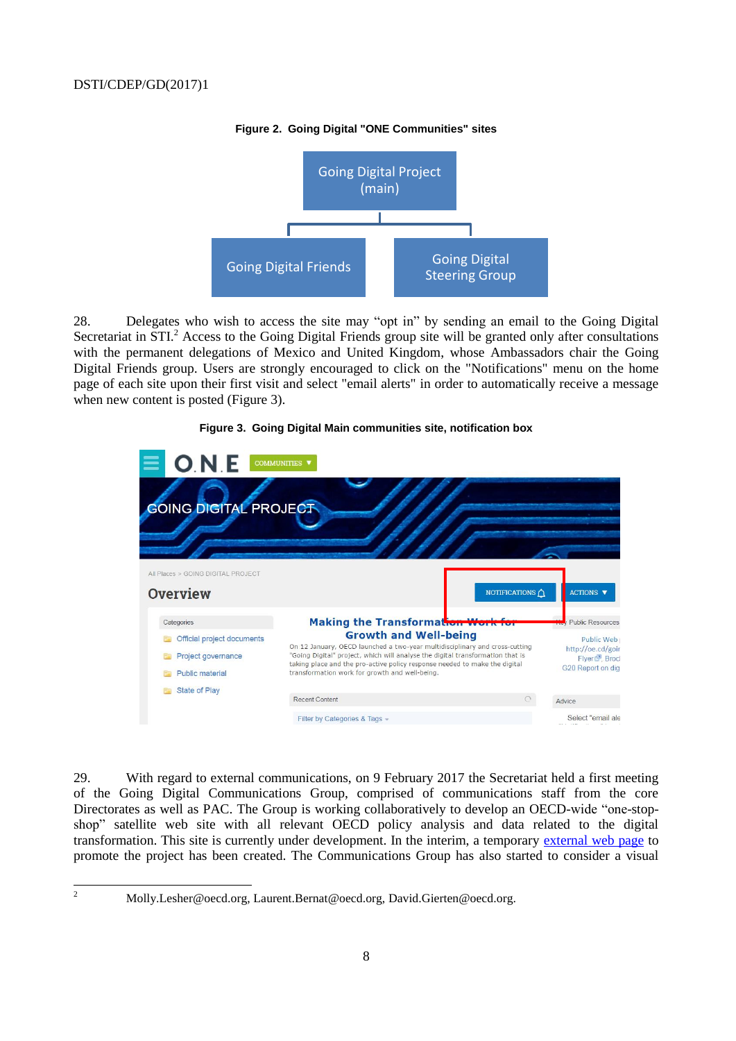**Figure 2. Going Digital "ONE Communities" sites**

Going Digital Project (main)

Going Digital Friends

Going Digital Steering Group

28. Delegates who wish to access the site may "opt in" by sending an email to the Going Digital Secretariat in STI.[2] Access to the Going Digital Friends group site will be granted only after consultations with the permanent delegations of Mexico and United Kingdom, whose Ambassadors chair the Going Digital Friends group. Users are strongly encouraged to click on the "Notifications" menu on the home page of each site upon their first visit and select "email alerts" in order to automatically receive a message when new content is posted (Figure 3).

**Figure 3. Going Digital Main communities site, notification box**

29. With regard to external communications, on 9 February 2017 the Secretariat held a first meeting of the Going Digital Communications Group, comprised of communications staff from the core Directorates as well as PAC. The Group is working collaboratively to develop an OECD-wide "one-stop-shop" satellite web site with all relevant OECD policy analysis and data related to the digital transformation. This site is currently under development. In the interim, a temporary external web page to promote the project has been created. The Communications Group has also started to consider a visual

---

2 Molly.Lesher@oecd.org, Laurent.Bernat@oecd.org, David.Gierten@oecd.org.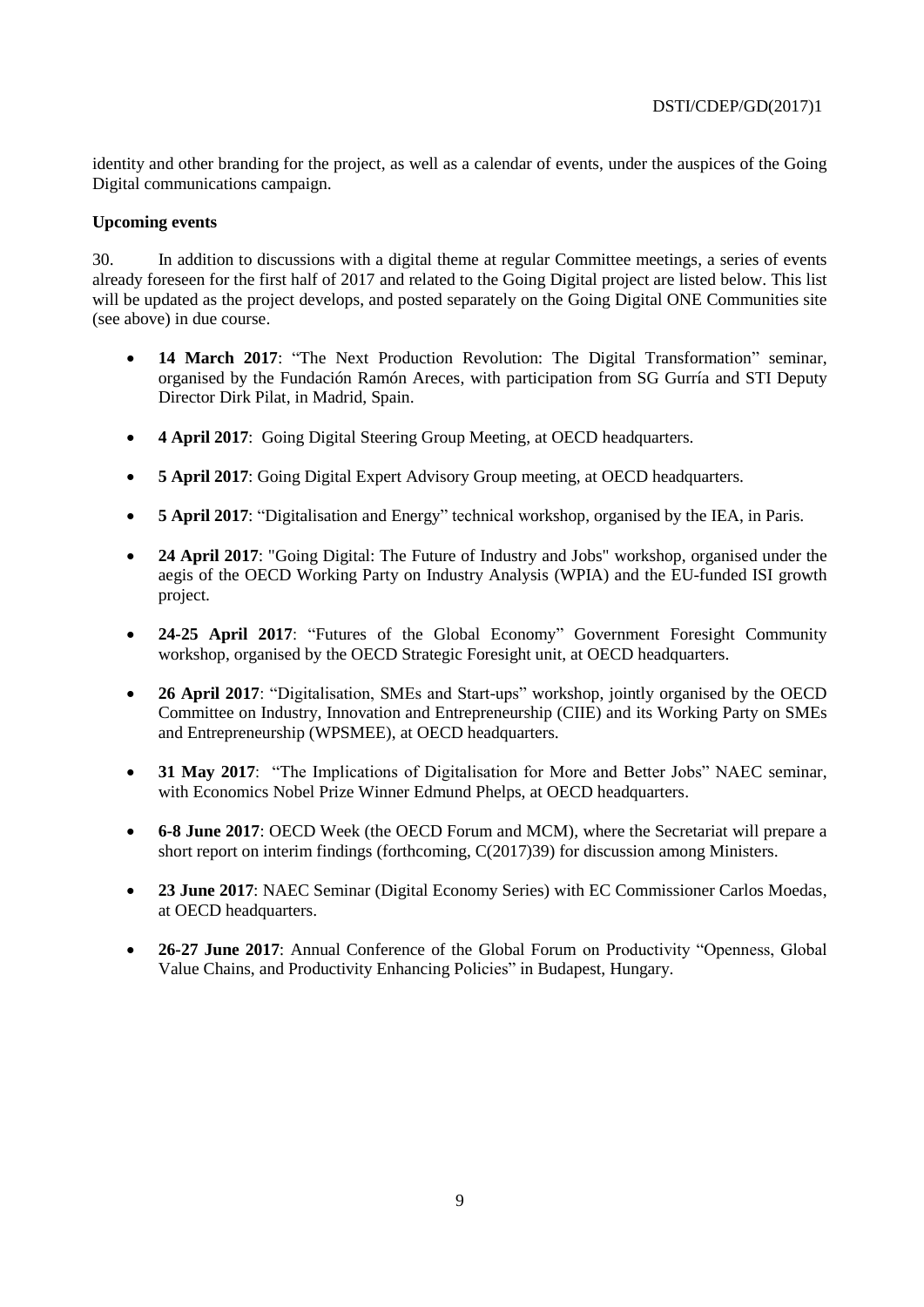identity and other branding for the project, as well as a calendar of events, under the auspices of the Going Digital communications campaign.

**Upcoming events**

30. In addition to discussions with a digital theme at regular Committee meetings, a series of events already foreseen for the first half of 2017 and related to the Going Digital project are listed below. This list will be updated as the project develops, and posted separately on the Going Digital ONE Communities site (see above) in due course.

- **14 March 2017**: "The Next Production Revolution: The Digital Transformation" seminar, organised by the Fundación Ramón Areces, with participation from SG Gurría and STI Deputy Director Dirk Pilat, in Madrid, Spain.
- **4 April 2017**: Going Digital Steering Group Meeting, at OECD headquarters.
- **5 April 2017**: Going Digital Expert Advisory Group meeting, at OECD headquarters.
- **5 April 2017**: "Digitalisation and Energy" technical workshop, organised by the IEA, in Paris.
- **24 April 2017**: "Going Digital: The Future of Industry and Jobs" workshop, organised under the aegis of the OECD Working Party on Industry Analysis (WPIA) and the EU-funded ISI growth project.
- **24-25 April 2017**: "Futures of the Global Economy" Government Foresight Community workshop, organised by the OECD Strategic Foresight unit, at OECD headquarters.
- **26 April 2017**: "Digitalisation, SMEs and Start-ups" workshop, jointly organised by the OECD Committee on Industry, Innovation and Entrepreneurship (CIIE) and its Working Party on SMEs and Entrepreneurship (WPSMEE), at OECD headquarters.
- **31 May 2017**: "The Implications of Digitalisation for More and Better Jobs" NAEC seminar, with Economics Nobel Prize Winner Edmund Phelps, at OECD headquarters.
- **6-8 June 2017**: OECD Week (the OECD Forum and MCM), where the Secretariat will prepare a short report on interim findings (forthcoming, C(2017)39) for discussion among Ministers.
- **23 June 2017**: NAEC Seminar (Digital Economy Series) with EC Commissioner Carlos Moedas, at OECD headquarters.
- **26-27 June 2017**: Annual Conference of the Global Forum on Productivity "Openness, Global Value Chains, and Productivity Enhancing Policies" in Budapest, Hungary.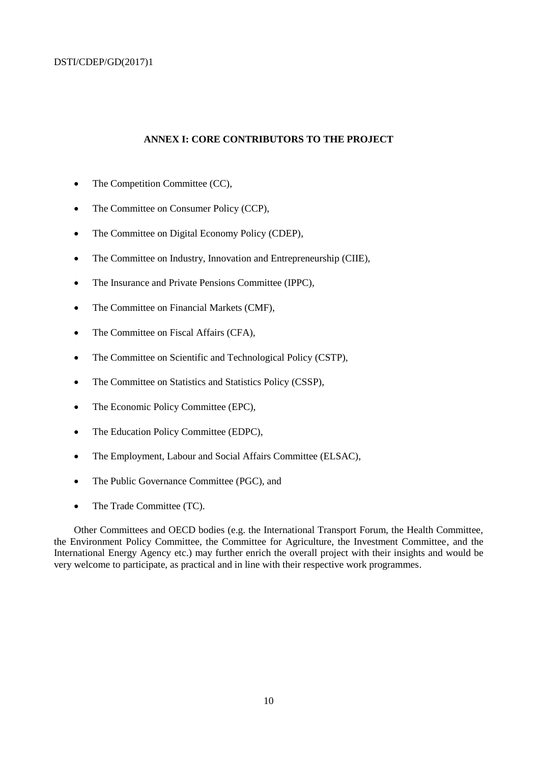## ANNEX I: CORE CONTRIBUTORS TO THE PROJECT

- The Competition Committee (CC),
- The Committee on Consumer Policy (CCP),
- The Committee on Digital Economy Policy (CDEP),
- The Committee on Industry, Innovation and Entrepreneurship (CIIE),
- The Insurance and Private Pensions Committee (IPPC),
- The Committee on Financial Markets (CMF),
- The Committee on Fiscal Affairs (CFA),
- The Committee on Scientific and Technological Policy (CSTP),
- The Committee on Statistics and Statistics Policy (CSSP),
- The Economic Policy Committee (EPC),
- The Education Policy Committee (EDPC),
- The Employment, Labour and Social Affairs Committee (ELSAC),
- The Public Governance Committee (PGC), and
- The Trade Committee (TC).

Other Committees and OECD bodies (e.g. the International Transport Forum, the Health Committee, the Environment Policy Committee, the Committee for Agriculture, the Investment Committee, and the International Energy Agency etc.) may further enrich the overall project with their insights and would be very welcome to participate, as practical and in line with their respective work programmes.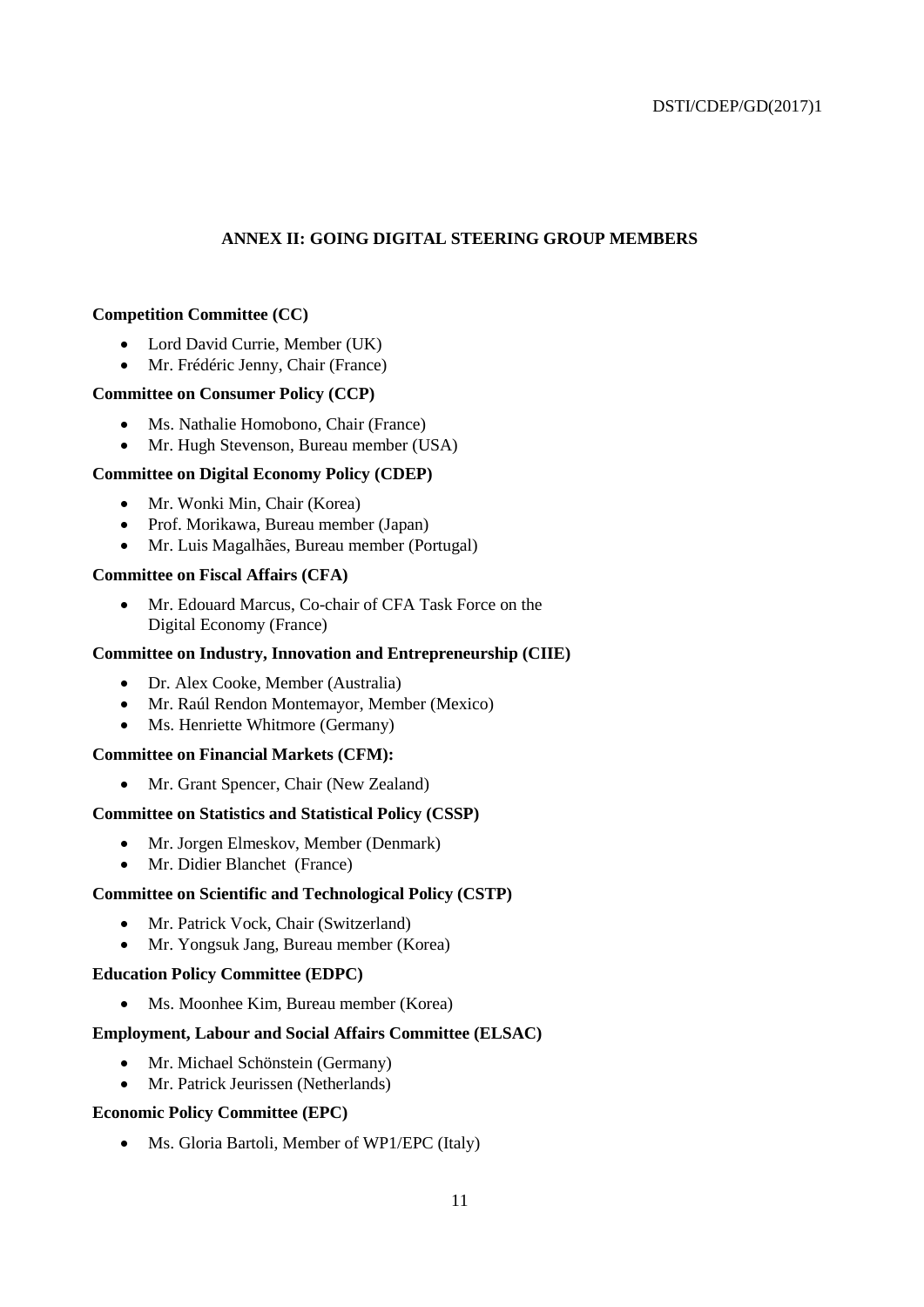## ANNEX II: GOING DIGITAL STEERING GROUP MEMBERS

**Competition Committee (CC)**

- Lord David Currie, Member (UK)
- Mr. Frédéric Jenny, Chair (France)

**Committee on Consumer Policy (CCP)**

- Ms. Nathalie Homobono, Chair (France)
- Mr. Hugh Stevenson, Bureau member (USA)

**Committee on Digital Economy Policy (CDEP)**

- Mr. Wonki Min, Chair (Korea)
- Prof. Morikawa, Bureau member (Japan)
- Mr. Luis Magalhães, Bureau member (Portugal)

**Committee on Fiscal Affairs (CFA)**

- Mr. Edouard Marcus, Co-chair of CFA Task Force on the Digital Economy (France)

**Committee on Industry, Innovation and Entrepreneurship (CIIE)**

- Dr. Alex Cooke, Member (Australia)
- Mr. Raúl Rendon Montemayor, Member (Mexico)
- Ms. Henriette Whitmore (Germany)

**Committee on Financial Markets (CFM):**

- Mr. Grant Spencer, Chair (New Zealand)

**Committee on Statistics and Statistical Policy (CSSP)**

- Mr. Jorgen Elmeskov, Member (Denmark)
- Mr. Didier Blanchet (France)

**Committee on Scientific and Technological Policy (CSTP)**

- Mr. Patrick Vock, Chair (Switzerland)
- Mr. Yongsuk Jang, Bureau member (Korea)

**Education Policy Committee (EDPC)**

- Ms. Moonhee Kim, Bureau member (Korea)

**Employment, Labour and Social Affairs Committee (ELSAC)**

- Mr. Michael Schönstein (Germany)
- Mr. Patrick Jeurissen (Netherlands)

**Economic Policy Committee (EPC)**

- Ms. Gloria Bartoli, Member of WP1/EPC (Italy)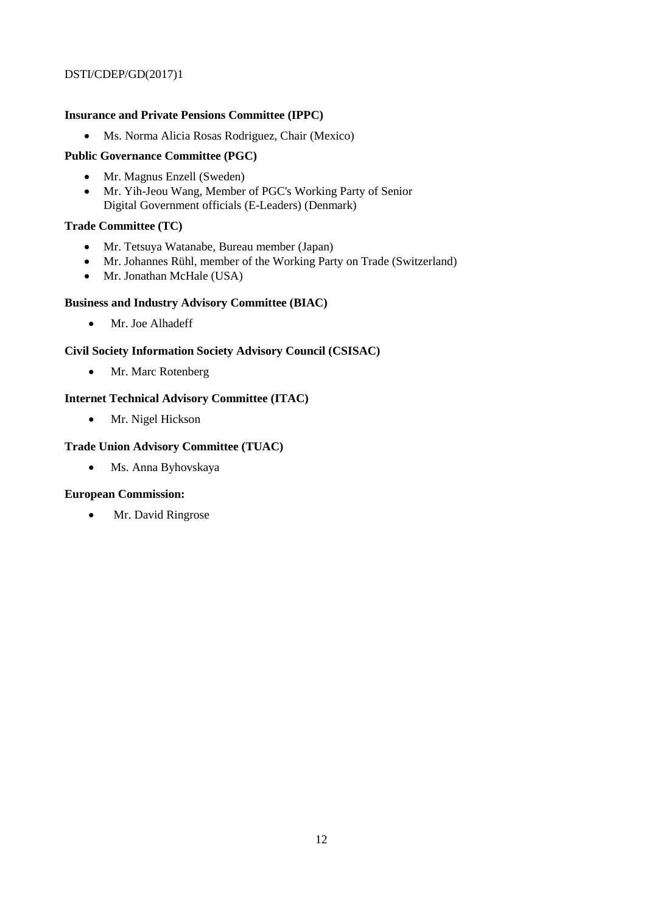**Insurance and Private Pensions Committee (IPPC)**

- Ms. Norma Alicia Rosas Rodriguez, Chair (Mexico)

**Public Governance Committee (PGC)**

- Mr. Magnus Enzell (Sweden)
- Mr. Yih-Jeou Wang, Member of PGC's Working Party of Senior Digital Government officials (E-Leaders) (Denmark)

**Trade Committee (TC)**

- Mr. Tetsuya Watanabe, Bureau member (Japan)
- Mr. Johannes Rühl, member of the Working Party on Trade (Switzerland)
- Mr. Jonathan McHale (USA)

**Business and Industry Advisory Committee (BIAC)**

- Mr. Joe Alhadeff

**Civil Society Information Society Advisory Council (CSISAC)**

- Mr. Marc Rotenberg

**Internet Technical Advisory Committee (ITAC)**

- Mr. Nigel Hickson

**Trade Union Advisory Committee (TUAC)**

- Ms. Anna Byhovskaya

**European Commission:**

- Mr. David Ringrose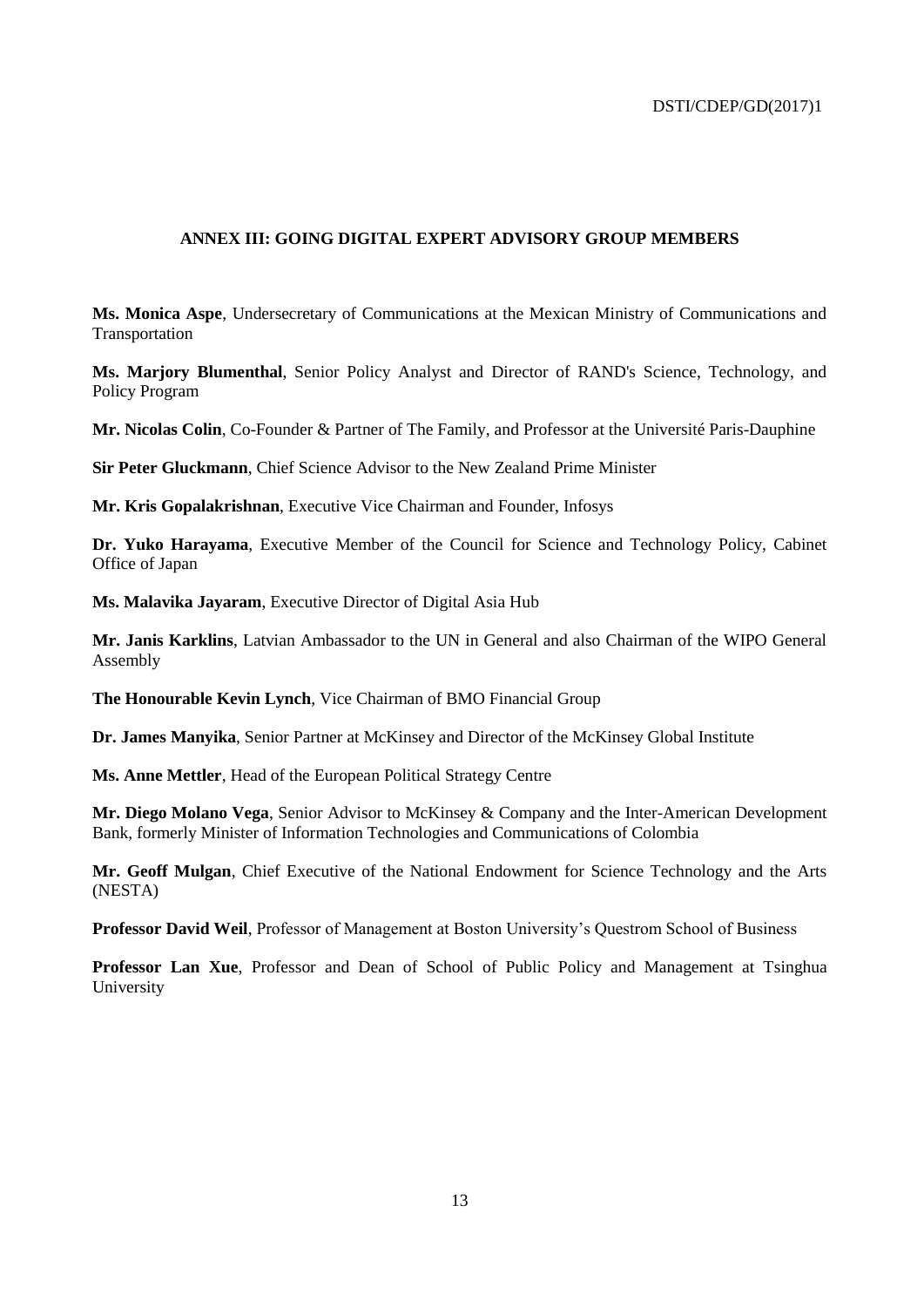## ANNEX III: GOING DIGITAL EXPERT ADVISORY GROUP MEMBERS

**Ms. Monica Aspe**, Undersecretary of Communications at the Mexican Ministry of Communications and Transportation

**Ms. Marjory Blumenthal**, Senior Policy Analyst and Director of RAND's Science, Technology, and Policy Program

**Mr. Nicolas Colin**, Co-Founder & Partner of The Family, and Professor at the Université Paris-Dauphine

**Sir Peter Gluckmann**, Chief Science Advisor to the New Zealand Prime Minister

**Mr. Kris Gopalakrishnan**, Executive Vice Chairman and Founder, Infosys

**Dr. Yuko Harayama**, Executive Member of the Council for Science and Technology Policy, Cabinet Office of Japan

**Ms. Malavika Jayaram**, Executive Director of Digital Asia Hub

**Mr. Janis Karklins**, Latvian Ambassador to the UN in General and also Chairman of the WIPO General Assembly

**The Honourable Kevin Lynch**, Vice Chairman of BMO Financial Group

**Dr. James Manyika**, Senior Partner at McKinsey and Director of the McKinsey Global Institute

**Ms. Anne Mettler**, Head of the European Political Strategy Centre

**Mr. Diego Molano Vega**, Senior Advisor to McKinsey & Company and the Inter-American Development Bank, formerly Minister of Information Technologies and Communications of Colombia

**Mr. Geoff Mulgan**, Chief Executive of the National Endowment for Science Technology and the Arts (NESTA)

**Professor David Weil**, Professor of Management at Boston University's Questrom School of Business

**Professor Lan Xue**, Professor and Dean of School of Public Policy and Management at Tsinghua University